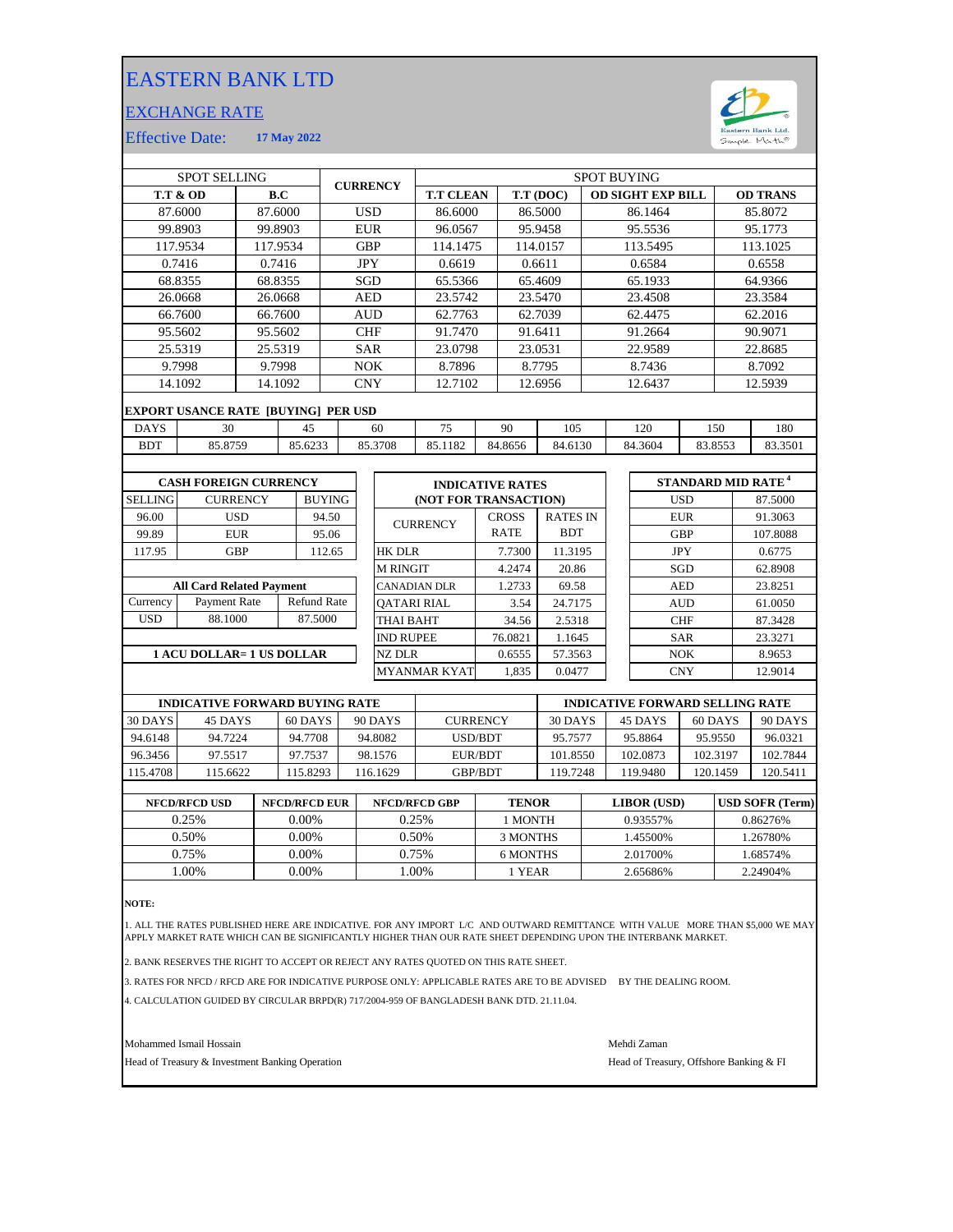# EASTERN BANK LTD

## EXCHANGE RATE

Effective Date: **17 May 2022**

| SPOT SELLING | | CURRENCY | SPOT BUYING | | | |
|---|---|---|---|---|---|---|
| **T.T & OD** | **B.C** | | **T.T CLEAN** | **T.T (DOC)** | **OD SIGHT EXP BILL** | **OD TRANS** |
| 87.6000 | 87.6000 | USD | 86.6000 | 86.5000 | 86.1464 | 85.8072 |
| 99.8903 | 99.8903 | EUR | 96.0567 | 95.9458 | 95.5536 | 95.1773 |
| 117.9534 | 117.9534 | GBP | 114.1475 | 114.0157 | 113.5495 | 113.1025 |
| 0.7416 | 0.7416 | JPY | 0.6619 | 0.6611 | 0.6584 | 0.6558 |
| 68.8355 | 68.8355 | SGD | 65.5366 | 65.4609 | 65.1933 | 64.9366 |
| 26.0668 | 26.0668 | AED | 23.5742 | 23.5470 | 23.4508 | 23.3584 |
| 66.7600 | 66.7600 | AUD | 62.7763 | 62.7039 | 62.4475 | 62.2016 |
| 95.5602 | 95.5602 | CHF | 91.7470 | 91.6411 | 91.2664 | 90.9071 |
| 25.5319 | 25.5319 | SAR | 23.0798 | 23.0531 | 22.9589 | 22.8685 |
| 9.7998 | 9.7998 | NOK | 8.7896 | 8.7795 | 8.7436 | 8.7092 |
| 14.1092 | 14.1092 | CNY | 12.7102 | 12.6956 | 12.6437 | 12.5939 |

**EXPORT USANCE RATE [BUYING] PER USD**

| DAYS | 30 | 45 | 60 | 75 | 90 | 105 | 120 | 150 | 180 |
|---|---|---|---|---|---|---|---|---|---|
| BDT | 85.8759 | 85.6233 | 85.3708 | 85.1182 | 84.8656 | 84.6130 | 84.3604 | 83.8553 | 83.3501 |

**CASH FOREIGN CURRENCY**

| SELLING | CURRENCY | BUYING |
|---|---|---|
| 96.00 | USD | 94.50 |
| 99.89 | EUR | 95.06 |
| 117.95 | GBP | 112.65 |

**All Card Related Payment**

| Currency | Payment Rate | Refund Rate |
|---|---|---|
| USD | 88.1000 | 87.5000 |

**1 ACU DOLLAR= 1 US DOLLAR**

**INDICATIVE RATES (NOT FOR TRANSACTION)**

| CURRENCY | CROSS RATE | RATES IN BDT |
|---|---|---|
| HK DLR | 7.7300 | 11.3195 |
| M RINGIT | 4.2474 | 20.86 |
| CANADIAN DLR | 1.2733 | 69.58 |
| QATARI RIAL | 3.54 | 24.7175 |
| THAI BAHT | 34.56 | 2.5318 |
| IND RUPEE | 76.0821 | 1.1645 |
| NZ DLR | 0.6555 | 57.3563 |
| MYANMAR KYAT | 1,835 | 0.0477 |

**STANDARD MID RATE [4]**

| Currency | Rate |
|---|---|
| USD | 87.5000 |
| EUR | 91.3063 |
| GBP | 107.8088 |
| JPY | 0.6775 |
| SGD | 62.8908 |
| AED | 23.8251 |
| AUD | 61.0050 |
| CHF | 87.3428 |
| SAR | 23.3271 |
| NOK | 8.9653 |
| CNY | 12.9014 |

| INDICATIVE FORWARD BUYING RATE | | | | CURRENCY | INDICATIVE FORWARD SELLING RATE | | | |
|---|---|---|---|---|---|---|---|---|
| 30 DAYS | 45 DAYS | 60 DAYS | 90 DAYS | | 30 DAYS | 45 DAYS | 60 DAYS | 90 DAYS |
| 94.6148 | 94.7224 | 94.7708 | 94.8082 | USD/BDT | 95.7577 | 95.8864 | 95.9550 | 96.0321 |
| 96.3456 | 97.5517 | 97.7537 | 98.1576 | EUR/BDT | 101.8550 | 102.0873 | 102.3197 | 102.7844 |
| 115.4708 | 115.6622 | 115.8293 | 116.1629 | GBP/BDT | 119.7248 | 119.9480 | 120.1459 | 120.5411 |

| NFCD/RFCD USD | NFCD/RFCD EUR | NFCD/RFCD GBP | TENOR | LIBOR (USD) | USD SOFR (Term) |
|---|---|---|---|---|---|
| 0.25% | 0.00% | 0.25% | 1 MONTH | 0.93557% | 0.86276% |
| 0.50% | 0.00% | 0.50% | 3 MONTHS | 1.45500% | 1.26780% |
| 0.75% | 0.00% | 0.75% | 6 MONTHS | 2.01700% | 1.68574% |
| 1.00% | 0.00% | 1.00% | 1 YEAR | 2.65686% | 2.24904% |

**NOTE:**

1. ALL THE RATES PUBLISHED HERE ARE INDICATIVE. FOR ANY IMPORT L/C AND OUTWARD REMITTANCE WITH VALUE MORE THAN $5,000 WE MAY APPLY MARKET RATE WHICH CAN BE SIGNIFICANTLY HIGHER THAN OUR RATE SHEET DEPENDING UPON THE INTERBANK MARKET.
2. BANK RESERVES THE RIGHT TO ACCEPT OR REJECT ANY RATES QUOTED ON THIS RATE SHEET.
3. RATES FOR NFCD / RFCD ARE FOR INDICATIVE PURPOSE ONLY: APPLICABLE RATES ARE TO BE ADVISED BY THE DEALING ROOM.
4. CALCULATION GUIDED BY CIRCULAR BRPD(R) 717/2004-959 OF BANGLADESH BANK DTD. 21.11.04.

Mohammed Ismail Hossain
Head of Treasury & Investment Banking Operation

Mehdi Zaman
Head of Treasury, Offshore Banking & FI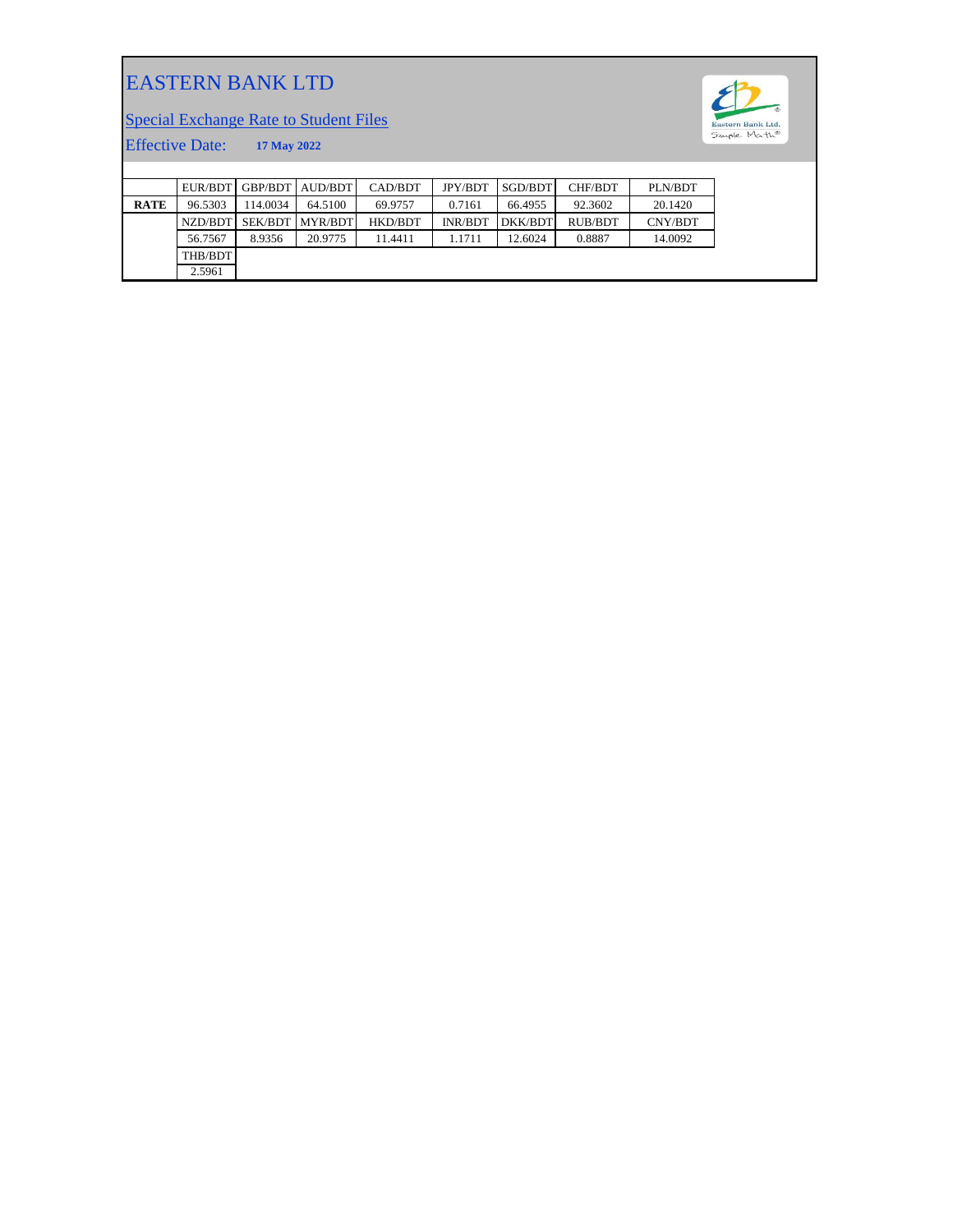# EASTERN BANK LTD

Special Exchange Rate to Student Files

Effective Date: **17 May 2022**

| | | | | | | | | |
|---|---|---|---|---|---|---|---|---|
| | EUR/BDT | GBP/BDT | AUD/BDT | CAD/BDT | JPY/BDT | SGD/BDT | CHF/BDT | PLN/BDT |
| **RATE** | 96.5303 | 114.0034 | 64.5100 | 69.9757 | 0.7161 | 66.4955 | 92.3602 | 20.1420 |
| | NZD/BDT | SEK/BDT | MYR/BDT | HKD/BDT | INR/BDT | DKK/BDT | RUB/BDT | CNY/BDT |
| | 56.7567 | 8.9356 | 20.9775 | 11.4411 | 1.1711 | 12.6024 | 0.8887 | 14.0092 |
| | THB/BDT | | | | | | | |
| | 2.5961 | | | | | | | |